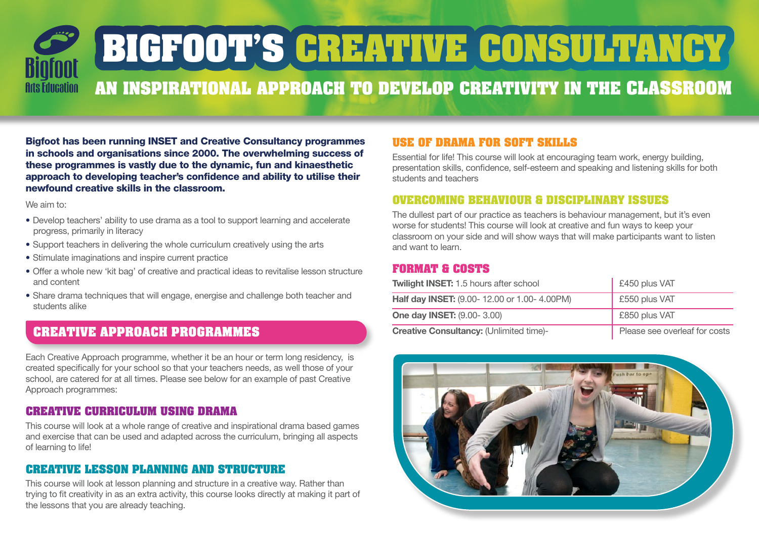Bigfoot Arts Education

# BIGFOOT'S CREATIVE CONSULTANCY

## AN INSPIRATIONAL APPROACH TO DEVELOP CREATIVITY IN THE CLASSROOM

**Bigfoot has been running INSET and Creative Consultancy programmes in schools and organisations since 2000. The overwhelming success of these programmes is vastly due to the dynamic, fun and kinaesthetic approach to developing teacher's confidence and ability to utilise their newfound creative skills in the classroom.**

We aim to:

- Develop teachers' ability to use drama as a tool to support learning and accelerate progress, primarily in literacy
- Support teachers in delivering the whole curriculum creatively using the arts
- Stimulate imaginations and inspire current practice
- Offer a whole new 'kit bag' of creative and practical ideas to revitalise lesson structure and content
- Share drama techniques that will engage, energise and challenge both teacher and students alike

## CREATIVE APPROACH PROGRAMMES

Each Creative Approach programme, whether it be an hour or term long residency, is created specifically for your school so that your teachers needs, as well those of your school, are catered for at all times. Please see below for an example of past Creative Approach programmes:

### CREATIVE CURRICULUM USING DRAMA

This course will look at a whole range of creative and inspirational drama based games and exercise that can be used and adapted across the curriculum, bringing all aspects of learning to life!

### CREATIVE LESSON PLANNING AND STRUCTURE

This course will look at lesson planning and structure in a creative way. Rather than trying to fit creativity in as an extra activity, this course looks directly at making it part of the lessons that you are already teaching.

### USE OF DRAMA FOR SOFT SKILLS

Essential for life! This course will look at encouraging team work, energy building, presentation skills, confidence, self-esteem and speaking and listening skills for both students and teachers

### OVERCOMING BEHAVIOUR & DISCIPLINARY ISSUES

The dullest part of our practice as teachers is behaviour management, but it's even worse for students! This course will look at creative and fun ways to keep your classroom on your side and will show ways that will make participants want to listen and want to learn.

### FORMAT & COSTS

| Format | Cost |
|---|---|
| **Twilight INSET:** 1.5 hours after school | £450 plus VAT |
| **Half day INSET:** (9.00- 12.00 or 1.00- 4.00PM) | £550 plus VAT |
| **One day INSET:** (9.00- 3.00) | £850 plus VAT |
| **Creative Consultancy:** (Unlimited time)- | Please see overleaf for costs |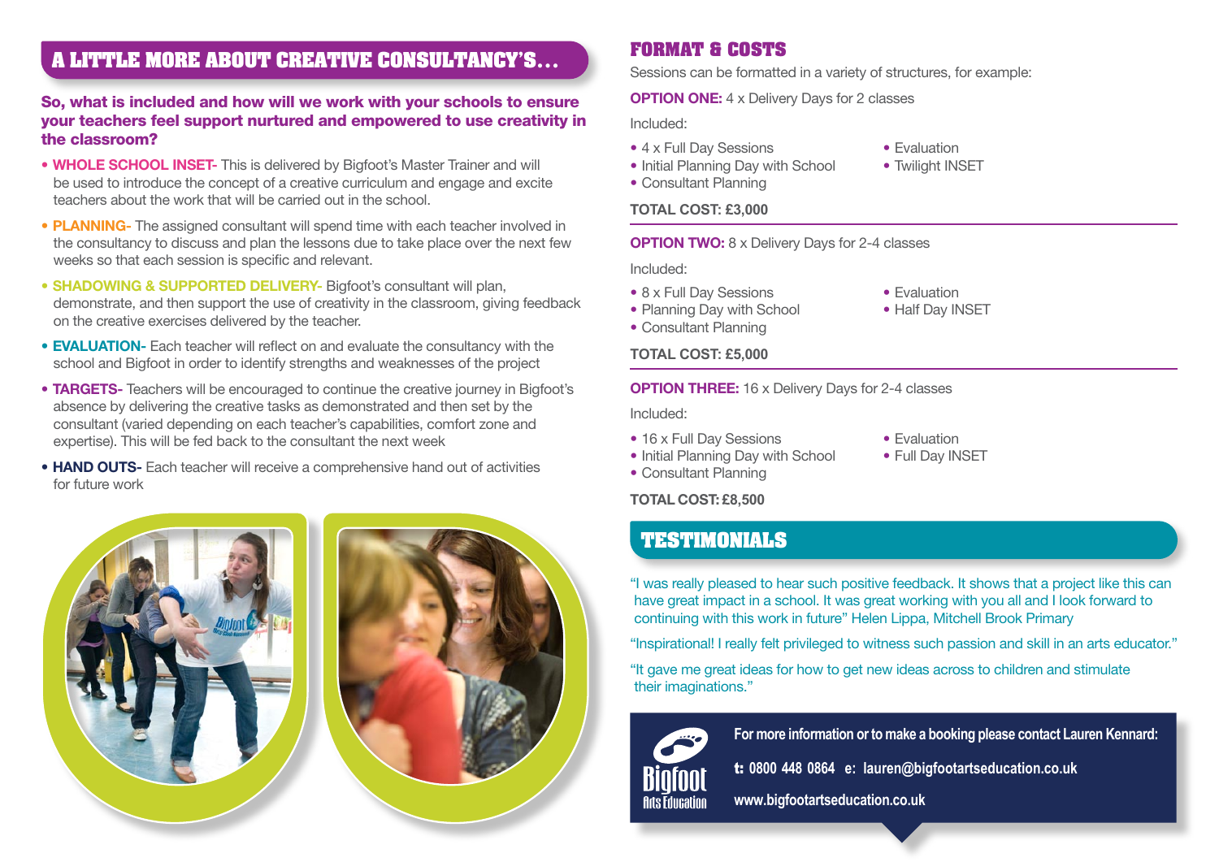## A LITTLE MORE ABOUT CREATIVE CONSULTANCY'S...

**So, what is included and how will we work with your schools to ensure your teachers feel support nurtured and empowered to use creativity in the classroom?**

- **WHOLE SCHOOL INSET-** This is delivered by Bigfoot's Master Trainer and will be used to introduce the concept of a creative curriculum and engage and excite teachers about the work that will be carried out in the school.
- **PLANNING-** The assigned consultant will spend time with each teacher involved in the consultancy to discuss and plan the lessons due to take place over the next few weeks so that each session is specific and relevant.
- **SHADOWING & SUPPORTED DELIVERY-** Bigfoot's consultant will plan, demonstrate, and then support the use of creativity in the classroom, giving feedback on the creative exercises delivered by the teacher.
- **EVALUATION-** Each teacher will reflect on and evaluate the consultancy with the school and Bigfoot in order to identify strengths and weaknesses of the project
- **TARGETS-** Teachers will be encouraged to continue the creative journey in Bigfoot's absence by delivering the creative tasks as demonstrated and then set by the consultant (varied depending on each teacher's capabilities, comfort zone and expertise). This will be fed back to the consultant the next week
- **HAND OUTS-** Each teacher will receive a comprehensive hand out of activities for future work

## FORMAT & COSTS

Sessions can be formatted in a variety of structures, for example:

**OPTION ONE:** 4 x Delivery Days for 2 classes

Included:

- 4 x Full Day Sessions
- Initial Planning Day with School
- Consultant Planning
- Evaluation
- Twilight INSET

**TOTAL COST: £3,000**

**OPTION TWO:** 8 x Delivery Days for 2-4 classes

Included:

- 8 x Full Day Sessions
- Planning Day with School
- Consultant Planning
- Evaluation
- Half Day INSET

**TOTAL COST: £5,000**

**OPTION THREE:** 16 x Delivery Days for 2-4 classes

Included:

- 16 x Full Day Sessions
- Initial Planning Day with School
- Consultant Planning
- Evaluation
- Full Day INSET

**TOTAL COST: £8,500**

## TESTIMONIALS

"I was really pleased to hear such positive feedback. It shows that a project like this can have great impact in a school. It was great working with you all and I look forward to continuing with this work in future" Helen Lippa, Mitchell Brook Primary

"Inspirational! I really felt privileged to witness such passion and skill in an arts educator."

"It gave me great ideas for how to get new ideas across to children and stimulate their imaginations."

Bigfoot Arts Education

**For more information or to make a booking please contact Lauren Kennard:**

**t:** 0800 448 0864 **e:** lauren@bigfootartseducation.co.uk

www.bigfootartseducation.co.uk